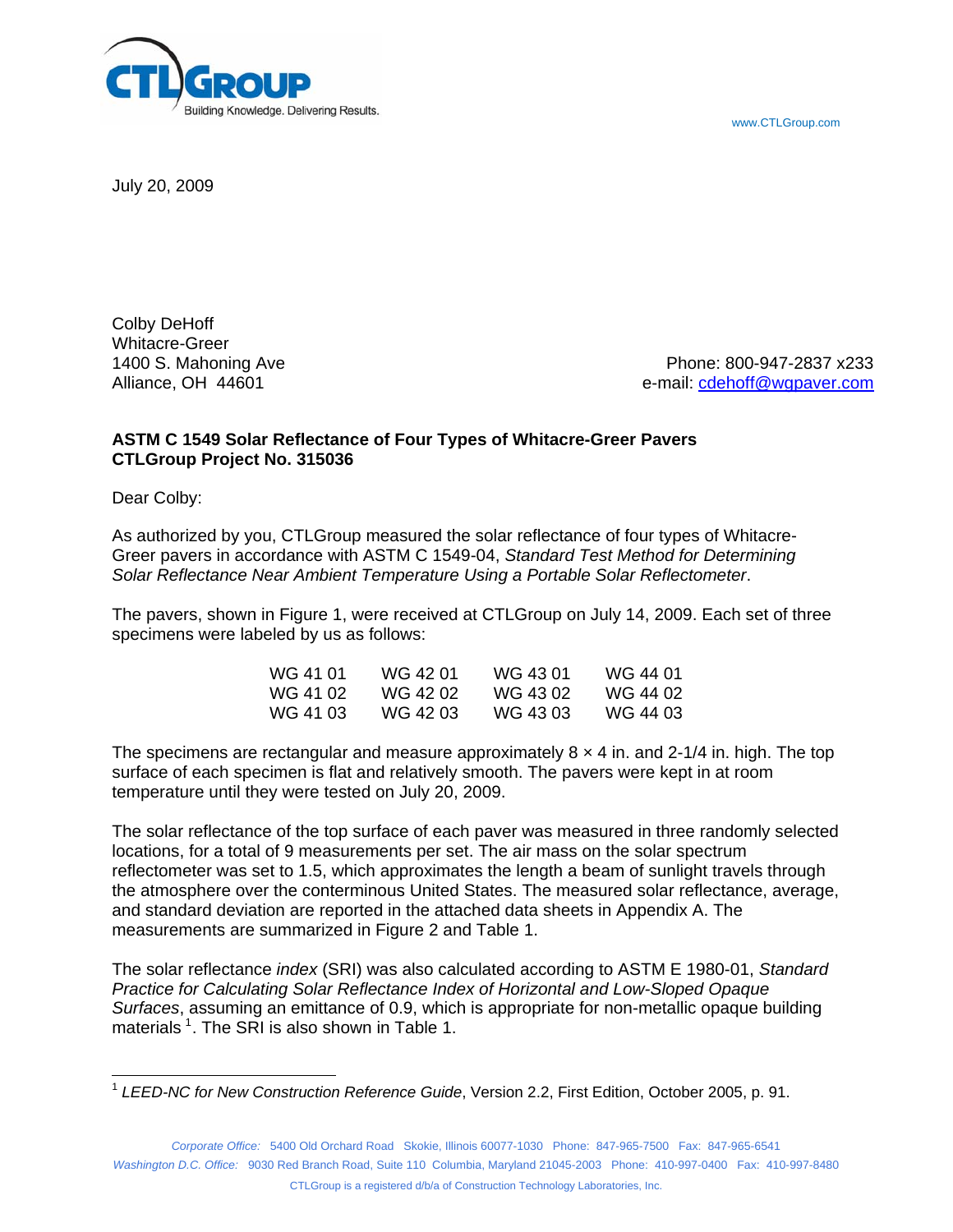www.CTLGroup.com

July 20, 2009

Colby DeHoff
Whitacre-Greer
1400 S. Mahoning Ave
Alliance, OH 44601

Phone: 800-947-2837 x233
e-mail: cdehoff@wgpaver.com

**ASTM C 1549 Solar Reflectance of Four Types of Whitacre-Greer Pavers**
**CTLGroup Project No. 315036**

Dear Colby:

As authorized by you, CTLGroup measured the solar reflectance of four types of Whitacre-Greer pavers in accordance with ASTM C 1549-04, *Standard Test Method for Determining Solar Reflectance Near Ambient Temperature Using a Portable Solar Reflectometer*.

The pavers, shown in Figure 1, were received at CTLGroup on July 14, 2009. Each set of three specimens were labeled by us as follows:

| | | | |
|---|---|---|---|
| WG 41 01 | WG 42 01 | WG 43 01 | WG 44 01 |
| WG 41 02 | WG 42 02 | WG 43 02 | WG 44 02 |
| WG 41 03 | WG 42 03 | WG 43 03 | WG 44 03 |

The specimens are rectangular and measure approximately 8 × 4 in. and 2-1/4 in. high. The top surface of each specimen is flat and relatively smooth. The pavers were kept in at room temperature until they were tested on July 20, 2009.

The solar reflectance of the top surface of each paver was measured in three randomly selected locations, for a total of 9 measurements per set. The air mass on the solar spectrum reflectometer was set to 1.5, which approximates the length a beam of sunlight travels through the atmosphere over the conterminous United States. The measured solar reflectance, average, and standard deviation are reported in the attached data sheets in Appendix A. The measurements are summarized in Figure 2 and Table 1.

The solar reflectance *index* (SRI) was also calculated according to ASTM E 1980-01, *Standard Practice for Calculating Solar Reflectance Index of Horizontal and Low-Sloped Opaque Surfaces*, assuming an emittance of 0.9, which is appropriate for non-metallic opaque building materials [1]. The SRI is also shown in Table 1.

[1] *LEED-NC for New Construction Reference Guide*, Version 2.2, First Edition, October 2005, p. 91.

*Corporate Office:* 5400 Old Orchard Road Skokie, Illinois 60077-1030 Phone: 847-965-7500 Fax: 847-965-6541
*Washington D.C. Office:* 9030 Red Branch Road, Suite 110 Columbia, Maryland 21045-2003 Phone: 410-997-0400 Fax: 410-997-8480
CTLGroup is a registered d/b/a of Construction Technology Laboratories, Inc.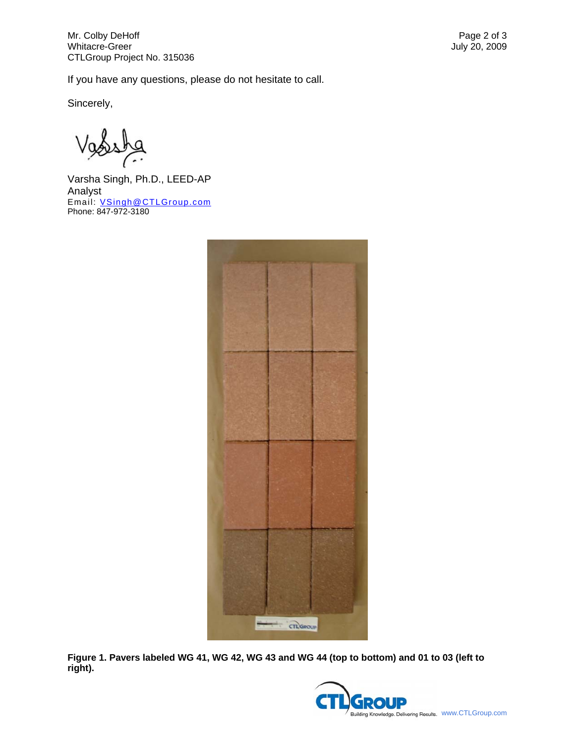If you have any questions, please do not hesitate to call.

Sincerely,

Varsha Singh, Ph.D., LEED-AP
Analyst
Email: VSingh@CTLGroup.com
Phone: 847-972-3180

**Figure 1. Pavers labeled WG 41, WG 42, WG 43 and WG 44 (top to bottom) and 01 to 03 (left to right).**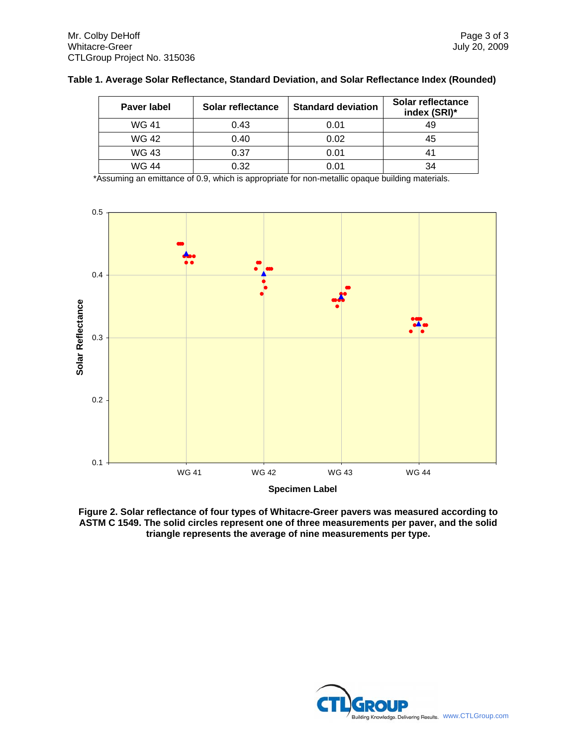Mr. Colby DeHoff
Whitacre-Greer
CTLGroup Project No. 315036

July 20, 2009

**Table 1. Average Solar Reflectance, Standard Deviation, and Solar Reflectance Index (Rounded)**

| Paver label | Solar reflectance | Standard deviation | Solar reflectance index (SRI)* |
|---|---|---|---|
| WG 41 | 0.43 | 0.01 | 49 |
| WG 42 | 0.40 | 0.02 | 45 |
| WG 43 | 0.37 | 0.01 | 41 |
| WG 44 | 0.32 | 0.01 | 34 |

*Assuming an emittance of 0.9, which is appropriate for non-metallic opaque building materials.

**Figure 2. Solar reflectance of four types of Whitacre-Greer pavers was measured according to ASTM C 1549. The solid circles represent one of three measurements per paver, and the solid triangle represents the average of nine measurements per type.**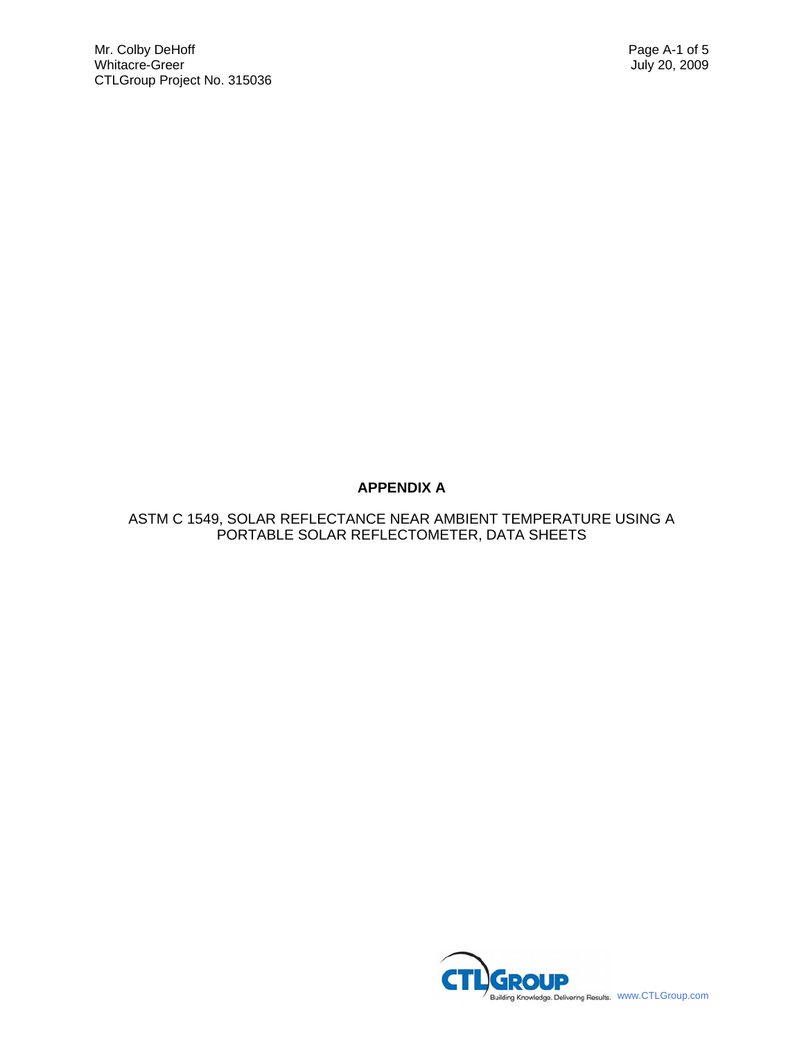**APPENDIX A**

ASTM C 1549, SOLAR REFLECTANCE NEAR AMBIENT TEMPERATURE USING A PORTABLE SOLAR REFLECTOMETER, DATA SHEETS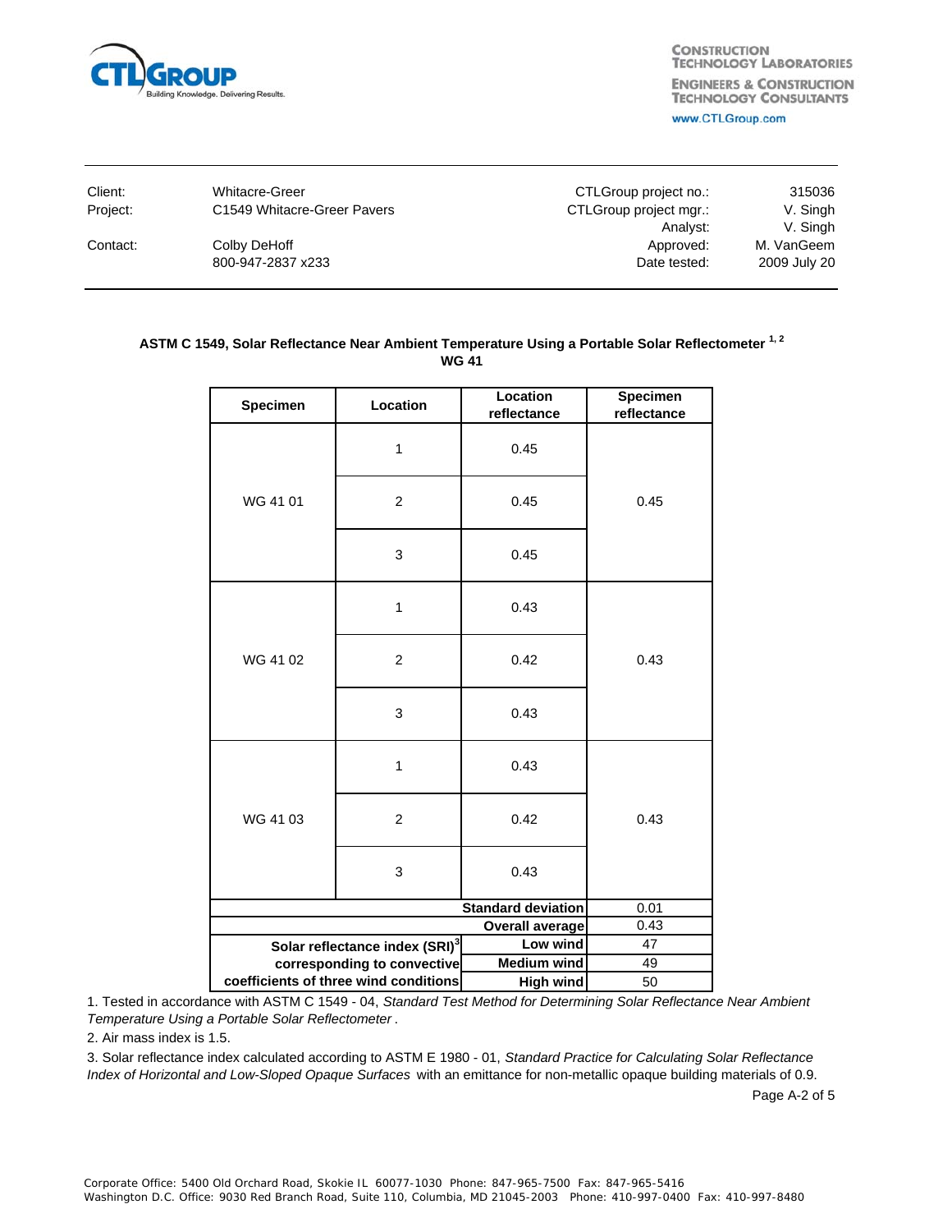**CTLGROUP** Building Knowledge. Delivering Results.

CONSTRUCTION TECHNOLOGY LABORATORIES
ENGINEERS & CONSTRUCTION TECHNOLOGY CONSULTANTS
www.CTLGroup.com

| | | | |
|---|---|---|---|
| Client: | Whitacre-Greer | CTLGroup project no.: | 315036 |
| Project: | C1549 Whitacre-Greer Pavers | CTLGroup project mgr.: | V. Singh |
| | | Analyst: | V. Singh |
| Contact: | Colby DeHoff | Approved: | M. VanGeem |
| | 800-947-2837 x233 | Date tested: | 2009 July 20 |

**ASTM C 1549, Solar Reflectance Near Ambient Temperature Using a Portable Solar Reflectometer [1, 2]**
**WG 41**

| Specimen | Location | Location reflectance | Specimen reflectance |
|---|---|---|---|
| WG 41 01 | 1 | 0.45 | 0.45 |
| | 2 | 0.45 | |
| | 3 | 0.45 | |
| WG 41 02 | 1 | 0.43 | 0.43 |
| | 2 | 0.42 | |
| | 3 | 0.43 | |
| WG 41 03 | 1 | 0.43 | 0.43 |
| | 2 | 0.42 | |
| | 3 | 0.43 | |
| | | **Standard deviation** | 0.01 |
| | | **Overall average** | 0.43 |
| **Solar reflectance index (SRI)[3] corresponding to convective coefficients of three wind conditions** | | **Low wind** | 47 |
| | | **Medium wind** | 49 |
| | | **High wind** | 50 |

1. Tested in accordance with ASTM C 1549 - 04, *Standard Test Method for Determining Solar Reflectance Near Ambient Temperature Using a Portable Solar Reflectometer*.

2. Air mass index is 1.5.

3. Solar reflectance index calculated according to ASTM E 1980 - 01, *Standard Practice for Calculating Solar Reflectance Index of Horizontal and Low-Sloped Opaque Surfaces* with an emittance for non-metallic opaque building materials of 0.9.

Corporate Office: 5400 Old Orchard Road, Skokie IL 60077-1030 Phone: 847-965-7500 Fax: 847-965-5416
Washington D.C. Office: 9030 Red Branch Road, Suite 110, Columbia, MD 21045-2003 Phone: 410-997-0400 Fax: 410-997-8480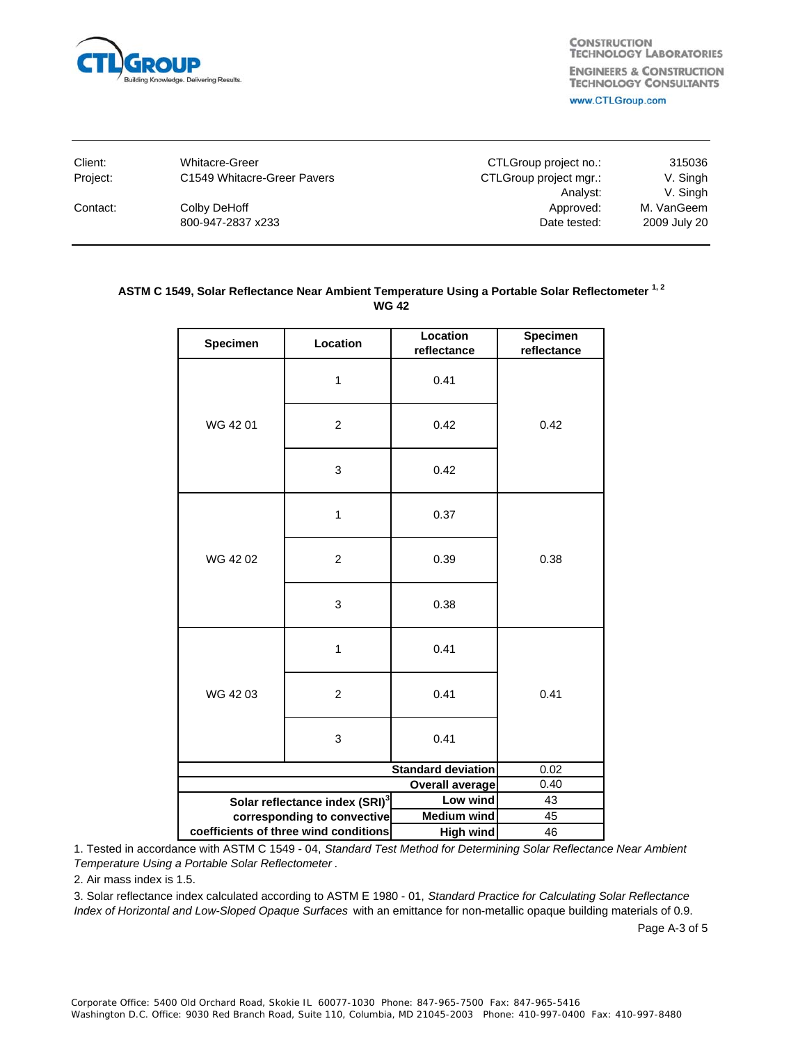| Client: | Whitacre-Greer | CTLGroup project no.: | 315036 |
|---|---|---|---|
| Project: | C1549 Whitacre-Greer Pavers | CTLGroup project mgr.: | V. Singh |
| | | Analyst: | V. Singh |
| Contact: | Colby DeHoff | Approved: | M. VanGeem |
| | 800-947-2837 x233 | Date tested: | 2009 July 20 |

**ASTM C 1549, Solar Reflectance Near Ambient Temperature Using a Portable Solar Reflectometer [1, 2]**
**WG 42**

| Specimen | Location | Location reflectance | Specimen reflectance |
|---|---|---|---|
| WG 42 01 | 1 | 0.41 | 0.42 |
| | 2 | 0.42 | |
| | 3 | 0.42 | |
| WG 42 02 | 1 | 0.37 | 0.38 |
| | 2 | 0.39 | |
| | 3 | 0.38 | |
| WG 42 03 | 1 | 0.41 | 0.41 |
| | 2 | 0.41 | |
| | 3 | 0.41 | |
| | | **Standard deviation** | 0.02 |
| | | **Overall average** | 0.40 |
| **Solar reflectance index (SRI)[3] corresponding to convective coefficients of three wind conditions** | | **Low wind** | 43 |
| | | **Medium wind** | 45 |
| | | **High wind** | 46 |

1. Tested in accordance with ASTM C 1549 - 04, *Standard Test Method for Determining Solar Reflectance Near Ambient Temperature Using a Portable Solar Reflectometer*.

2. Air mass index is 1.5.

3. Solar reflectance index calculated according to ASTM E 1980 - 01, *Standard Practice for Calculating Solar Reflectance Index of Horizontal and Low-Sloped Opaque Surfaces* with an emittance for non-metallic opaque building materials of 0.9.

Page A-3 of 5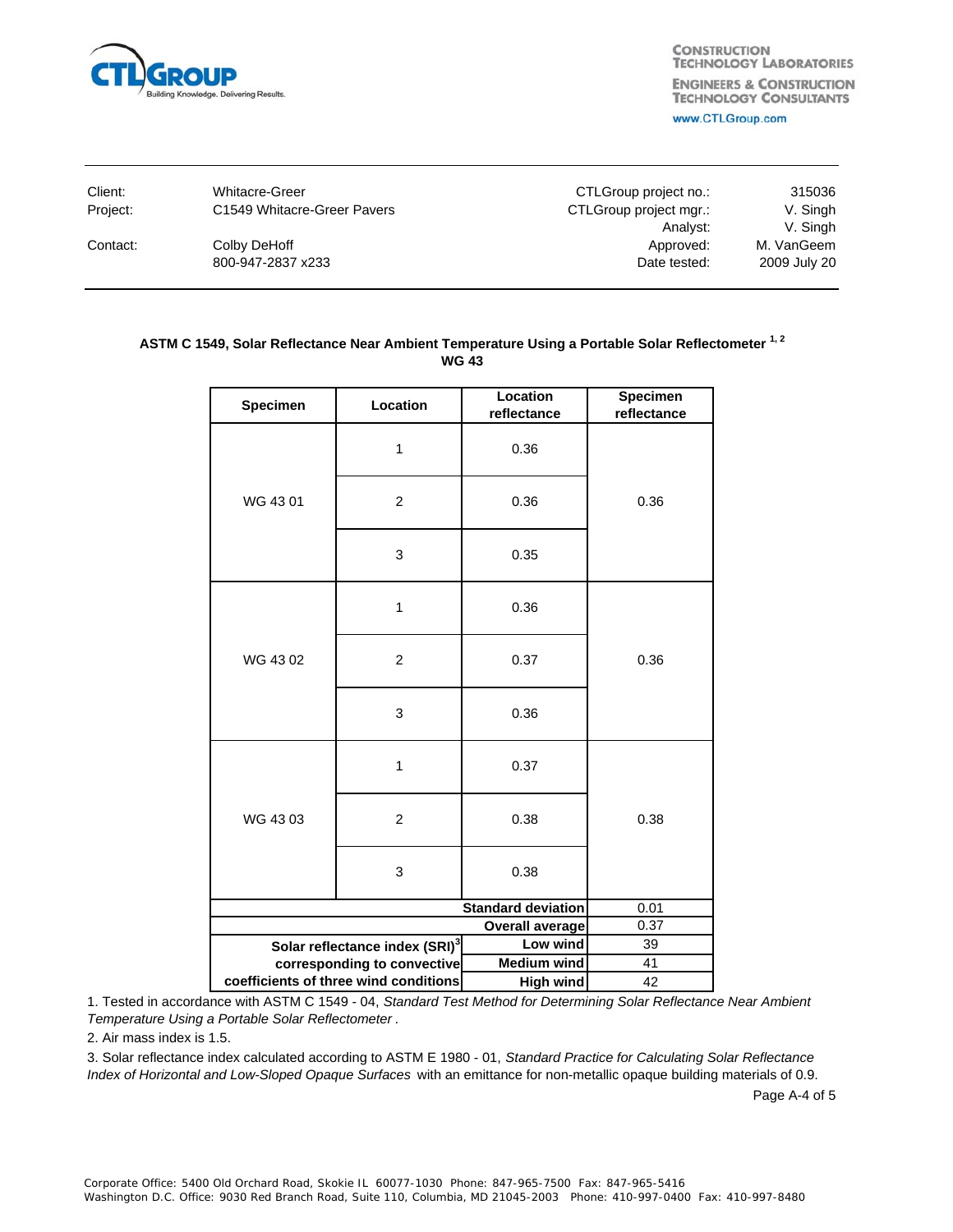CTLGroup
Building Knowledge. Delivering Results.

CONSTRUCTION TECHNOLOGY LABORATORIES
ENGINEERS & CONSTRUCTION TECHNOLOGY CONSULTANTS
www.CTLGroup.com

| | | | |
|---|---|---|---|
| Client: | Whitacre-Greer | CTLGroup project no.: | 315036 |
| Project: | C1549 Whitacre-Greer Pavers | CTLGroup project mgr.: | V. Singh |
| | | Analyst: | V. Singh |
| Contact: | Colby DeHoff | Approved: | M. VanGeem |
| | 800-947-2837 x233 | Date tested: | 2009 July 20 |

**ASTM C 1549, Solar Reflectance Near Ambient Temperature Using a Portable Solar Reflectometer [1, 2]**
**WG 43**

| Specimen | Location | Location reflectance | Specimen reflectance |
|---|---|---|---|
| WG 43 01 | 1 | 0.36 | 0.36 |
| | 2 | 0.36 | |
| | 3 | 0.35 | |
| WG 43 02 | 1 | 0.36 | 0.36 |
| | 2 | 0.37 | |
| | 3 | 0.36 | |
| WG 43 03 | 1 | 0.37 | 0.38 |
| | 2 | 0.38 | |
| | 3 | 0.38 | |
| | | **Standard deviation** | 0.01 |
| | | **Overall average** | 0.37 |
| **Solar reflectance index (SRI)[3] corresponding to convective coefficients of three wind conditions** | | **Low wind** | 39 |
| | | **Medium wind** | 41 |
| | | **High wind** | 42 |

1. Tested in accordance with ASTM C 1549 - 04, *Standard Test Method for Determining Solar Reflectance Near Ambient Temperature Using a Portable Solar Reflectometer*.

2. Air mass index is 1.5.

3. Solar reflectance index calculated according to ASTM E 1980 - 01, *Standard Practice for Calculating Solar Reflectance Index of Horizontal and Low-Sloped Opaque Surfaces* with an emittance for non-metallic opaque building materials of 0.9.

Page A-4 of 5

Corporate Office: 5400 Old Orchard Road, Skokie IL 60077-1030 Phone: 847-965-7500 Fax: 847-965-5416
Washington D.C. Office: 9030 Red Branch Road, Suite 110, Columbia, MD 21045-2003 Phone: 410-997-0400 Fax: 410-997-8480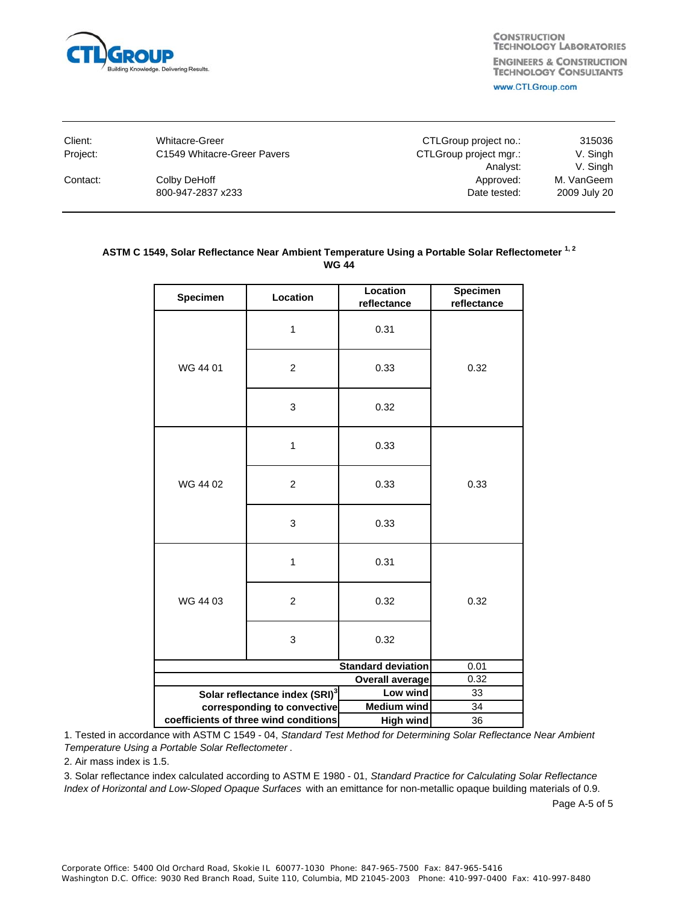| | | | |
|---|---|---|---|
| Client: | Whitacre-Greer | CTLGroup project no.: | 315036 |
| Project: | C1549 Whitacre-Greer Pavers | CTLGroup project mgr.: | V. Singh |
| | | Analyst: | V. Singh |
| Contact: | Colby DeHoff | Approved: | M. VanGeem |
| | 800-947-2837 x233 | Date tested: | 2009 July 20 |

### ASTM C 1549, Solar Reflectance Near Ambient Temperature Using a Portable Solar Reflectometer [1, 2]
### WG 44

| Specimen | Location | Location reflectance | Specimen reflectance |
|---|---|---|---|
| WG 44 01 | 1 | 0.31 | 0.32 |
| | 2 | 0.33 | |
| | 3 | 0.32 | |
| WG 44 02 | 1 | 0.33 | 0.33 |
| | 2 | 0.33 | |
| | 3 | 0.33 | |
| WG 44 03 | 1 | 0.31 | 0.32 |
| | 2 | 0.32 | |
| | 3 | 0.32 | |
| | | **Standard deviation** | 0.01 |
| | | **Overall average** | 0.32 |
| **Solar reflectance index (SRI)[3] corresponding to convective coefficients of three wind conditions** | | **Low wind** | 33 |
| | | **Medium wind** | 34 |
| | | **High wind** | 36 |

1. Tested in accordance with ASTM C 1549 - 04, *Standard Test Method for Determining Solar Reflectance Near Ambient Temperature Using a Portable Solar Reflectometer*.

2. Air mass index is 1.5.

3. Solar reflectance index calculated according to ASTM E 1980 - 01, *Standard Practice for Calculating Solar Reflectance Index of Horizontal and Low-Sloped Opaque Surfaces* with an emittance for non-metallic opaque building materials of 0.9.

Page A-5 of 5